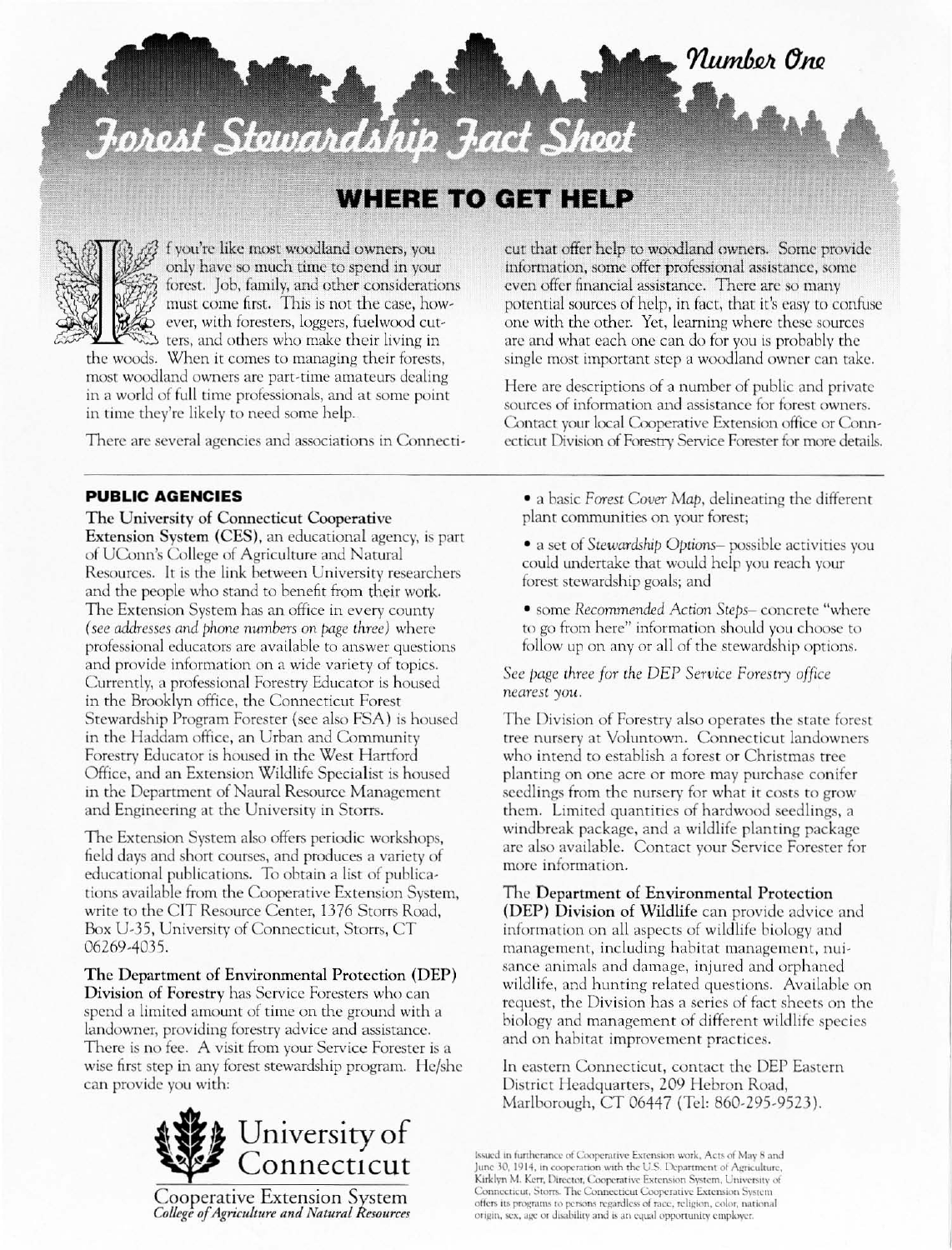Number One

# Forest Stewardship Fact Sheet

## WHERE TO GET HELP

If you're like most woodland owners, you only have so much time to spend in your forest. Job, family, and other considerations must come first. This is not the case, however, with foresters, loggers, fuelwood cutters, and others who make their living in the woods. When it comes to managing their forests, most woodland owners are part-time amateurs dealing in a world of full time professionals, and at some point in time they're likely to need some help.

There are several agencies and associations in Connecticut that offer help to woodland owners. Some provide information, some offer professional assistance, some even offer financial assistance. There are so many potential sources of help, in fact, that it's easy to confuse one with the other. Yet, learning where these sources are and what each one can do for you is probably the single most important step a woodland owner can take.

Here are descriptions of a number of public and private sources of information and assistance for forest owners. Contact your local Cooperative Extension office or Connecticut Division of Forestry Service Forester for more details.

### PUBLIC AGENCIES

**The University of Connecticut Cooperative Extension System (CES)**, an educational agency, is part of UConn's College of Agriculture and Natural Resources. It is the link between University researchers and the people who stand to benefit from their work. The Extension System has an office in every county *(see addresses and phone numbers on page three)* where professional educators are available to answer questions and provide information on a wide variety of topics. Currently, a professional Forestry Educator is housed in the Brooklyn office, the Connecticut Forest Stewardship Program Forester (see also FSA) is housed in the Haddam office, an Urban and Community Forestry Educator is housed in the West Hartford Office, and an Extension Wildlife Specialist is housed in the Department of Naural Resource Management and Engineering at the University in Storrs.

The Extension System also offers periodic workshops, field days and short courses, and produces a variety of educational publications. To obtain a list of publications available from the Cooperative Extension System, write to the CIT Resource Center, 1376 Storrs Road, Box U-35, University of Connecticut, Storrs, CT 06269-4035.

**The Department of Environmental Protection (DEP) Division of Forestry** has Service Foresters who can spend a limited amount of time on the ground with a landowner, providing forestry advice and assistance. There is no fee. A visit from your Service Forester is a wise first step in any forest stewardship program. He/she can provide you with:

- a basic *Forest Cover Map*, delineating the different plant communities on your forest;
- a set of *Stewardship Options*– possible activities you could undertake that would help you reach your forest stewardship goals; and
- some *Recommended Action Steps*– concrete "where to go from here" information should you choose to follow up on any or all of the stewardship options.

*See page three for the DEP Service Forestry office nearest you.*

The Division of Forestry also operates the state forest tree nursery at Voluntown. Connecticut landowners who intend to establish a forest or Christmas tree planting on one acre or more may purchase conifer seedlings from the nursery for what it costs to grow them. Limited quantities of hardwood seedlings, a windbreak package, and a wildlife planting package are also available. Contact your Service Forester for more information.

**The Department of Environmental Protection (DEP) Division of Wildlife** can provide advice and information on all aspects of wildlife biology and management, including habitat management, nuisance animals and damage, injured and orphaned wildlife, and hunting related questions. Available on request, the Division has a series of fact sheets on the biology and management of different wildlife species and on habitat improvement practices.

In eastern Connecticut, contact the DEP Eastern District Headquarters, 209 Hebron Road, Marlborough, CT 06447 (Tel: 860-295-9523).

University of Connecticut
Cooperative Extension System
*College of Agriculture and Natural Resources*

Issued in furtherance of Cooperative Extension work, Acts of May 8 and June 30, 1914, in cooperation with the U.S. Department of Agriculture, Kirklyn M. Kerr, Director, Cooperative Extension System, University of Connecticut, Storrs. The Connecticut Cooperative Extension System offers its programs to persons regardless of race, religion, color, national origin, sex, age or disability and is an equal opportunity employer.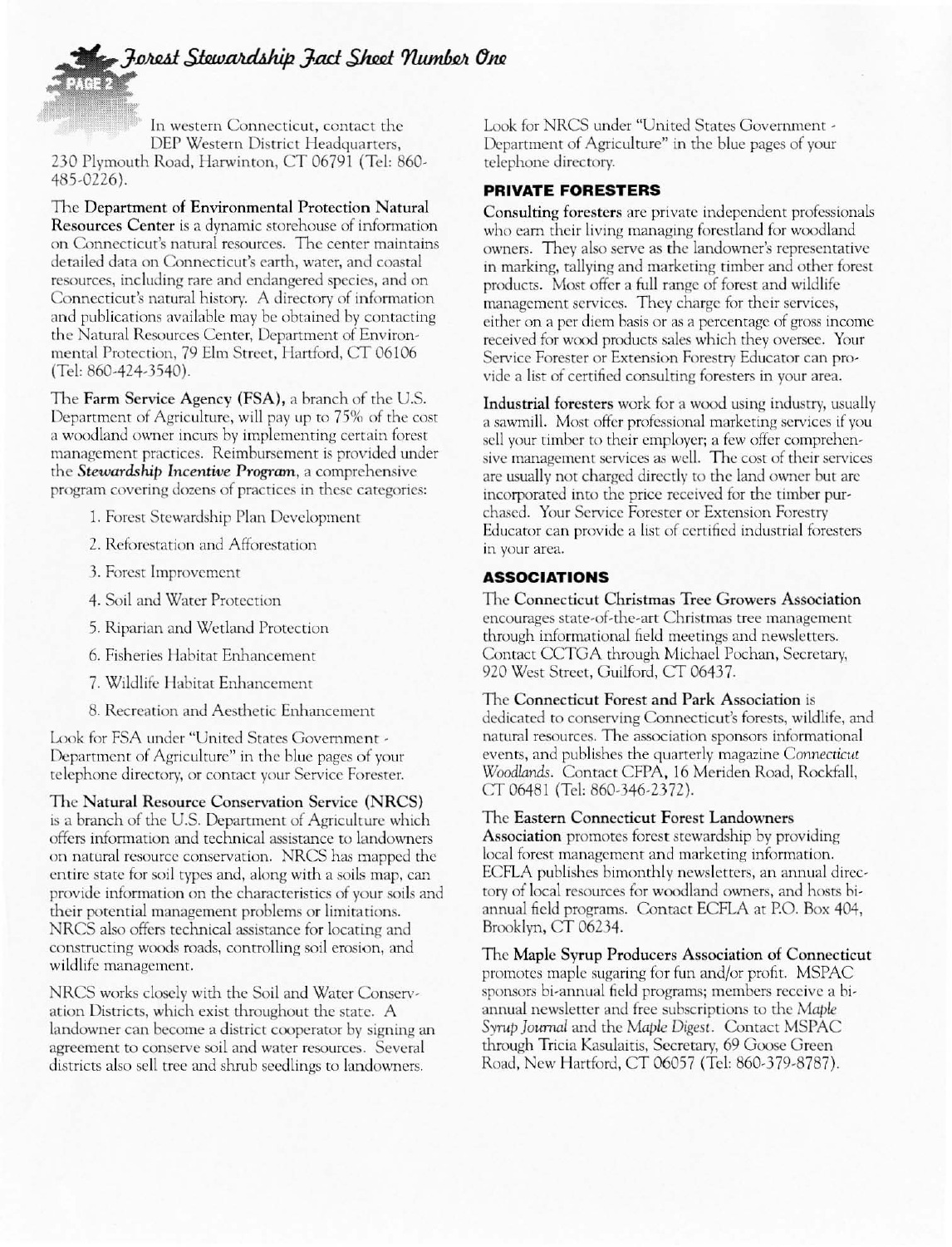In western Connecticut, contact the DEP Western District Headquarters, 230 Plymouth Road, Harwinton, CT 06791 (Tel: 860-485-0226).

The **Department of Environmental Protection Natural Resources Center** is a dynamic storehouse of information on Connecticut's natural resources. The center maintains detailed data on Connecticut's earth, water, and coastal resources, including rare and endangered species, and on Connecticut's natural history. A directory of information and publications available may be obtained by contacting the Natural Resources Center, Department of Environmental Protection, 79 Elm Street, Hartford, CT 06106 (Tel: 860-424-3540).

The **Farm Service Agency (FSA),** a branch of the U.S. Department of Agriculture, will pay up to 75% of the cost a woodland owner incurs by implementing certain forest management practices. Reimbursement is provided under the ***Stewardship Incentive Program***, a comprehensive program covering dozens of practices in these categories:

1. Forest Stewardship Plan Development
2. Reforestation and Afforestation
3. Forest Improvement
4. Soil and Water Protection
5. Riparian and Wetland Protection
6. Fisheries Habitat Enhancement
7. Wildlife Habitat Enhancement
8. Recreation and Aesthetic Enhancement

Look for FSA under "United States Government - Department of Agriculture" in the blue pages of your telephone directory, or contact your Service Forester.

The **Natural Resource Conservation Service (NRCS)** is a branch of the U.S. Department of Agriculture which offers information and technical assistance to landowners on natural resource conservation. NRCS has mapped the entire state for soil types and, along with a soils map, can provide information on the characteristics of your soils and their potential management problems or limitations. NRCS also offers technical assistance for locating and constructing woods roads, controlling soil erosion, and wildlife management.

NRCS works closely with the Soil and Water Conservation Districts, which exist throughout the state. A landowner can become a district cooperator by signing an agreement to conserve soil and water resources. Several districts also sell tree and shrub seedlings to landowners.

Look for NRCS under "United States Government - Department of Agriculture" in the blue pages of your telephone directory.

## PRIVATE FORESTERS

**Consulting foresters** are private independent professionals who earn their living managing forestland for woodland owners. They also serve as the landowner's representative in marking, tallying and marketing timber and other forest products. Most offer a full range of forest and wildlife management services. They charge for their services, either on a per diem basis or as a percentage of gross income received for wood products sales which they oversee. Your Service Forester or Extension Forestry Educator can provide a list of certified consulting foresters in your area.

**Industrial foresters** work for a wood using industry, usually a sawmill. Most offer professional marketing services if you sell your timber to their employer; a few offer comprehensive management services as well. The cost of their services are usually not charged directly to the land owner but are incorporated into the price received for the timber purchased. Your Service Forester or Extension Forestry Educator can provide a list of certified industrial foresters in your area.

## ASSOCIATIONS

The **Connecticut Christmas Tree Growers Association** encourages state-of-the-art Christmas tree management through informational field meetings and newsletters. Contact CCTGA through Michael Pochan, Secretary, 920 West Street, Guilford, CT 06437.

The **Connecticut Forest and Park Association** is dedicated to conserving Connecticut's forests, wildlife, and natural resources. The association sponsors informational events, and publishes the quarterly magazine *Connecticut Woodlands*. Contact CFPA, 16 Meriden Road, Rockfall, CT 06481 (Tel: 860-346-2372).

The **Eastern Connecticut Forest Landowners Association** promotes forest stewardship by providing local forest management and marketing information. ECFLA publishes bimonthly newsletters, an annual directory of local resources for woodland owners, and hosts bi-annual field programs. Contact ECFLA at P.O. Box 404, Brooklyn, CT 06234.

The **Maple Syrup Producers Association of Connecticut** promotes maple sugaring for fun and/or profit. MSPAC sponsors bi-annual field programs; members receive a bi-annual newsletter and free subscriptions to the *Maple Syrup Journal* and the *Maple Digest*. Contact MSPAC through Tricia Kasulaitis, Secretary, 69 Goose Green Road, New Hartford, CT 06057 (Tel: 860-379-8787).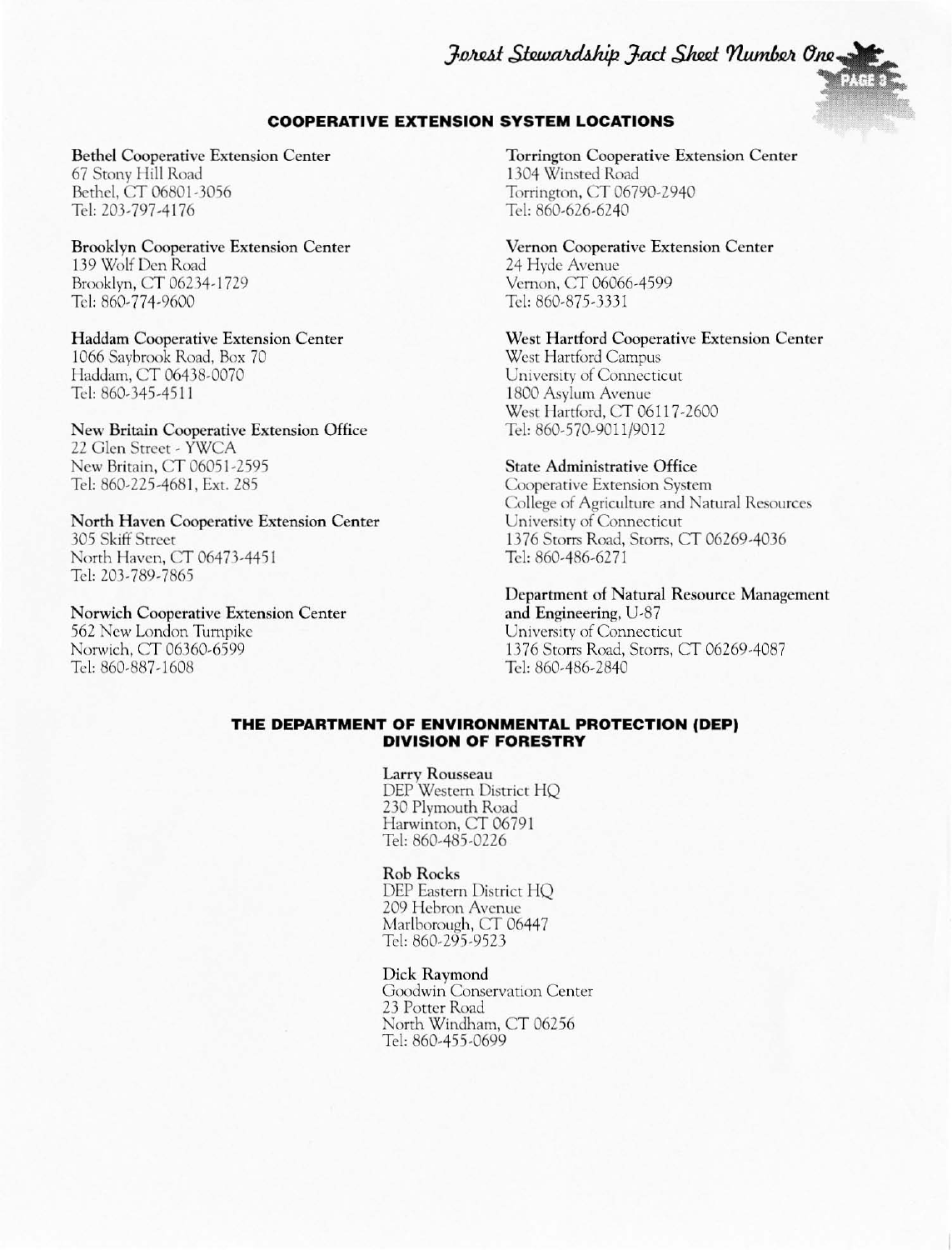## COOPERATIVE EXTENSION SYSTEM LOCATIONS

**Bethel Cooperative Extension Center**
67 Stony Hill Road
Bethel, CT 06801-3056
Tel: 203-797-4176

**Brooklyn Cooperative Extension Center**
139 Wolf Den Road
Brooklyn, CT 06234-1729
Tel: 860-774-9600

**Haddam Cooperative Extension Center**
1066 Saybrook Road, Box 70
Haddam, CT 06438-0070
Tel: 860-345-4511

**New Britain Cooperative Extension Office**
22 Glen Street - YWCA
New Britain, CT 06051-2595
Tel: 860-225-4681, Ext. 285

**North Haven Cooperative Extension Center**
305 Skiff Street
North Haven, CT 06473-4451
Tel: 203-789-7865

**Norwich Cooperative Extension Center**
562 New London Turnpike
Norwich, CT 06360-6599
Tel: 860-887-1608

**Torrington Cooperative Extension Center**
1304 Winsted Road
Torrington, CT 06790-2940
Tel: 860-626-6240

**Vernon Cooperative Extension Center**
24 Hyde Avenue
Vernon, CT 06066-4599
Tel: 860-875-3331

**West Hartford Cooperative Extension Center**
West Hartford Campus
University of Connecticut
1800 Asylum Avenue
West Hartford, CT 06117-2600
Tel: 860-570-9011/9012

**State Administrative Office**
Cooperative Extension System
College of Agriculture and Natural Resources
University of Connecticut
1376 Storrs Road, Storrs, CT 06269-4036
Tel: 860-486-6271

**Department of Natural Resource Management and Engineering, U-87**
University of Connecticut
1376 Storrs Road, Storrs, CT 06269-4087
Tel: 860-486-2840

## THE DEPARTMENT OF ENVIRONMENTAL PROTECTION (DEP) DIVISION OF FORESTRY

**Larry Rousseau**
DEP Western District HQ
230 Plymouth Road
Harwinton, CT 06791
Tel: 860-485-0226

**Rob Rocks**
DEP Eastern District HQ
209 Hebron Avenue
Marlborough, CT 06447
Tel: 860-295-9523

**Dick Raymond**
Goodwin Conservation Center
23 Potter Road
North Windham, CT 06256
Tel: 860-455-0699